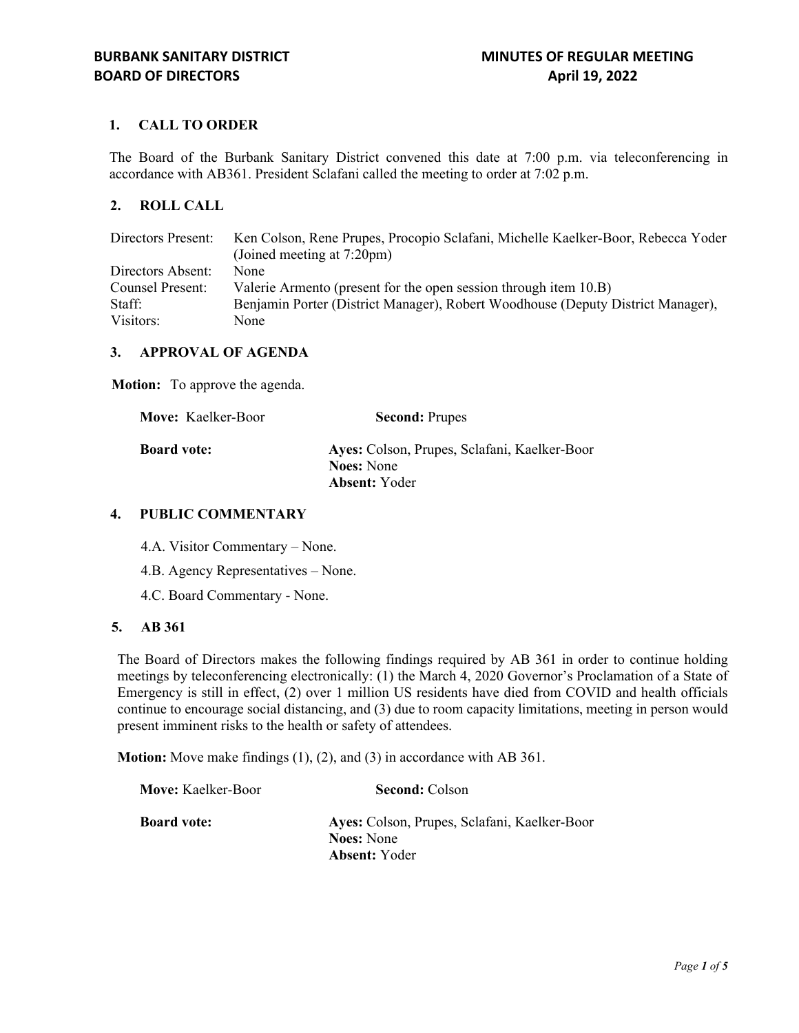**BURBANK SANITARY DISTRICT**
**BOARD OF DIRECTORS**

**MINUTES OF REGULAR MEETING**
**April 19, 2022**

## 1. CALL TO ORDER

The Board of the Burbank Sanitary District convened this date at 7:00 p.m. via teleconferencing in accordance with AB361. President Sclafani called the meeting to order at 7:02 p.m.

## 2. ROLL CALL

| | |
|---|---|
| Directors Present: | Ken Colson, Rene Prupes, Procopio Sclafani, Michelle Kaelker-Boor, Rebecca Yoder (Joined meeting at 7:20pm) |
| Directors Absent: | None |
| Counsel Present: | Valerie Armento (present for the open session through item 10.B) |
| Staff: | Benjamin Porter (District Manager), Robert Woodhouse (Deputy District Manager), |
| Visitors: | None |

## 3. APPROVAL OF AGENDA

**Motion:** To approve the agenda.

**Move:** Kaelker-Boor **Second:** Prupes

**Board vote:**
**Ayes:** Colson, Prupes, Sclafani, Kaelker-Boor
**Noes:** None
**Absent:** Yoder

## 4. PUBLIC COMMENTARY

4.A. Visitor Commentary – None.

4.B. Agency Representatives – None.

4.C. Board Commentary - None.

## 5. AB 361

The Board of Directors makes the following findings required by AB 361 in order to continue holding meetings by teleconferencing electronically: (1) the March 4, 2020 Governor's Proclamation of a State of Emergency is still in effect, (2) over 1 million US residents have died from COVID and health officials continue to encourage social distancing, and (3) due to room capacity limitations, meeting in person would present imminent risks to the health or safety of attendees.

**Motion:** Move make findings (1), (2), and (3) in accordance with AB 361.

**Move:** Kaelker-Boor **Second:** Colson

**Board vote:**
**Ayes:** Colson, Prupes, Sclafani, Kaelker-Boor
**Noes:** None
**Absent:** Yoder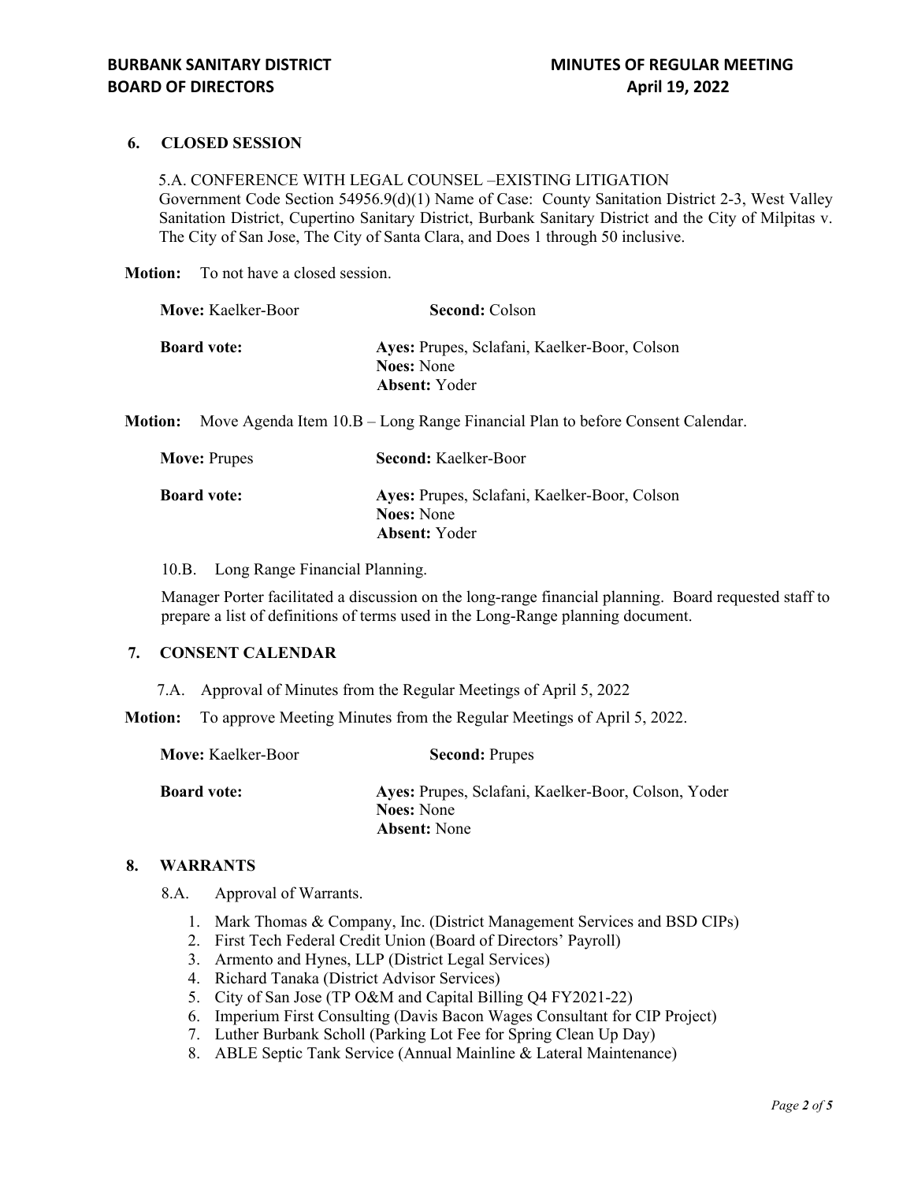## 6. CLOSED SESSION

5.A. CONFERENCE WITH LEGAL COUNSEL –EXISTING LITIGATION
Government Code Section 54956.9(d)(1) Name of Case: County Sanitation District 2-3, West Valley Sanitation District, Cupertino Sanitary District, Burbank Sanitary District and the City of Milpitas v. The City of San Jose, The City of Santa Clara, and Does 1 through 50 inclusive.

**Motion:** To not have a closed session.

**Move:** Kaelker-Boor **Second:** Colson

**Board vote:**
**Ayes:** Prupes, Sclafani, Kaelker-Boor, Colson
**Noes:** None
**Absent:** Yoder

**Motion:** Move Agenda Item 10.B – Long Range Financial Plan to before Consent Calendar.

**Move:** Prupes **Second:** Kaelker-Boor

**Board vote:**
**Ayes:** Prupes, Sclafani, Kaelker-Boor, Colson
**Noes:** None
**Absent:** Yoder

10.B. Long Range Financial Planning.

Manager Porter facilitated a discussion on the long-range financial planning. Board requested staff to prepare a list of definitions of terms used in the Long-Range planning document.

## 7. CONSENT CALENDAR

7.A. Approval of Minutes from the Regular Meetings of April 5, 2022

**Motion:** To approve Meeting Minutes from the Regular Meetings of April 5, 2022.

**Move:** Kaelker-Boor **Second:** Prupes

**Board vote:**
**Ayes:** Prupes, Sclafani, Kaelker-Boor, Colson, Yoder
**Noes:** None
**Absent:** None

## 8. WARRANTS

8.A. Approval of Warrants.

1. Mark Thomas & Company, Inc. (District Management Services and BSD CIPs)
2. First Tech Federal Credit Union (Board of Directors' Payroll)
3. Armento and Hynes, LLP (District Legal Services)
4. Richard Tanaka (District Advisor Services)
5. City of San Jose (TP O&M and Capital Billing Q4 FY2021-22)
6. Imperium First Consulting (Davis Bacon Wages Consultant for CIP Project)
7. Luther Burbank Scholl (Parking Lot Fee for Spring Clean Up Day)
8. ABLE Septic Tank Service (Annual Mainline & Lateral Maintenance)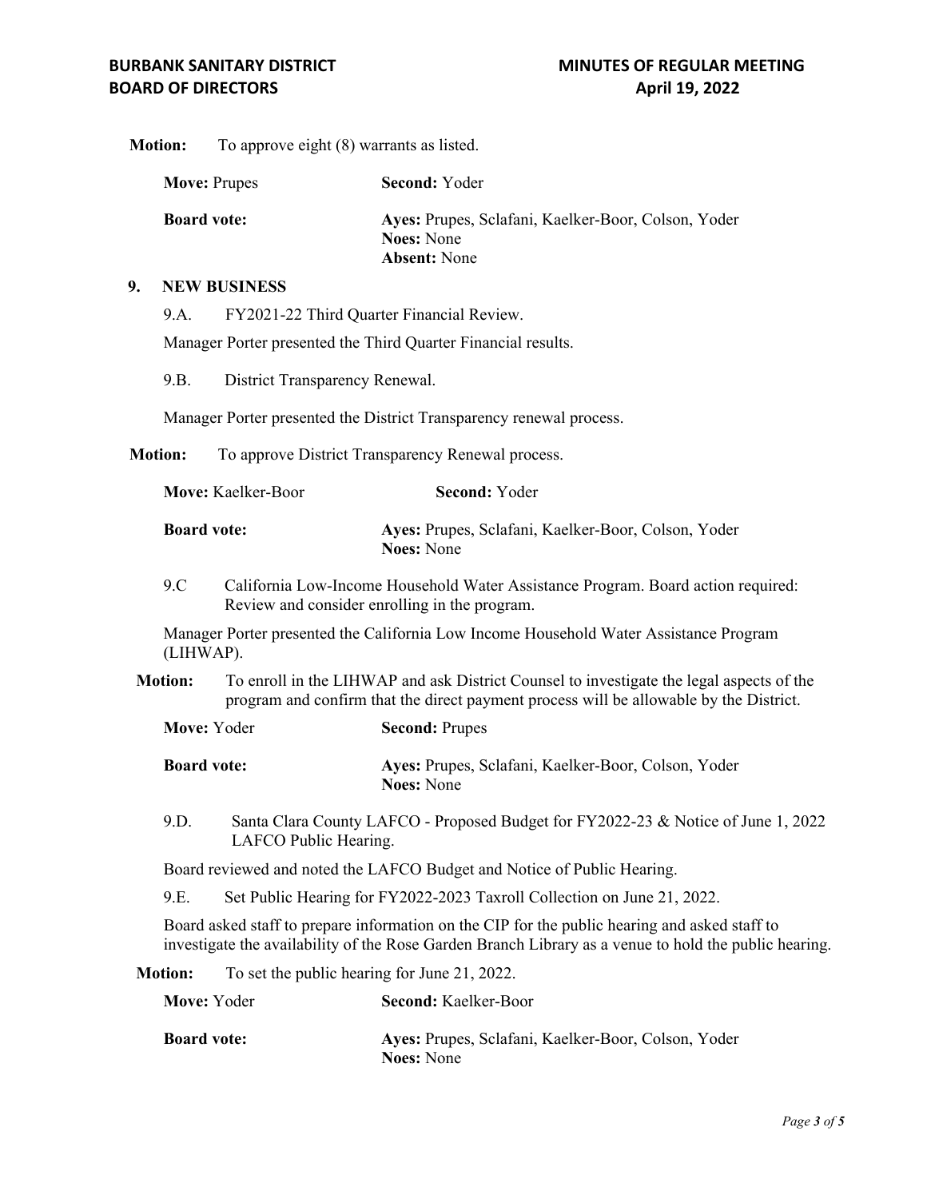**Motion:** To approve eight (8) warrants as listed.

**Move:** Prupes **Second:** Yoder

**Board vote:** **Ayes:** Prupes, Sclafani, Kaelker-Boor, Colson, Yoder
**Noes:** None
**Absent:** None

## 9. NEW BUSINESS

9.A. FY2021-22 Third Quarter Financial Review.

Manager Porter presented the Third Quarter Financial results.

9.B. District Transparency Renewal.

Manager Porter presented the District Transparency renewal process.

**Motion:** To approve District Transparency Renewal process.

**Move:** Kaelker-Boor **Second:** Yoder

**Board vote:** **Ayes:** Prupes, Sclafani, Kaelker-Boor, Colson, Yoder
**Noes:** None

9.C California Low-Income Household Water Assistance Program. Board action required: Review and consider enrolling in the program.

Manager Porter presented the California Low Income Household Water Assistance Program (LIHWAP).

**Motion:** To enroll in the LIHWAP and ask District Counsel to investigate the legal aspects of the program and confirm that the direct payment process will be allowable by the District.

**Move:** Yoder **Second:** Prupes

**Board vote:** **Ayes:** Prupes, Sclafani, Kaelker-Boor, Colson, Yoder
**Noes:** None

9.D. Santa Clara County LAFCO - Proposed Budget for FY2022-23 & Notice of June 1, 2022 LAFCO Public Hearing.

Board reviewed and noted the LAFCO Budget and Notice of Public Hearing.

9.E. Set Public Hearing for FY2022-2023 Taxroll Collection on June 21, 2022.

Board asked staff to prepare information on the CIP for the public hearing and asked staff to investigate the availability of the Rose Garden Branch Library as a venue to hold the public hearing.

**Motion:** To set the public hearing for June 21, 2022.

**Move:** Yoder **Second:** Kaelker-Boor

**Board vote:** **Ayes:** Prupes, Sclafani, Kaelker-Boor, Colson, Yoder
**Noes:** None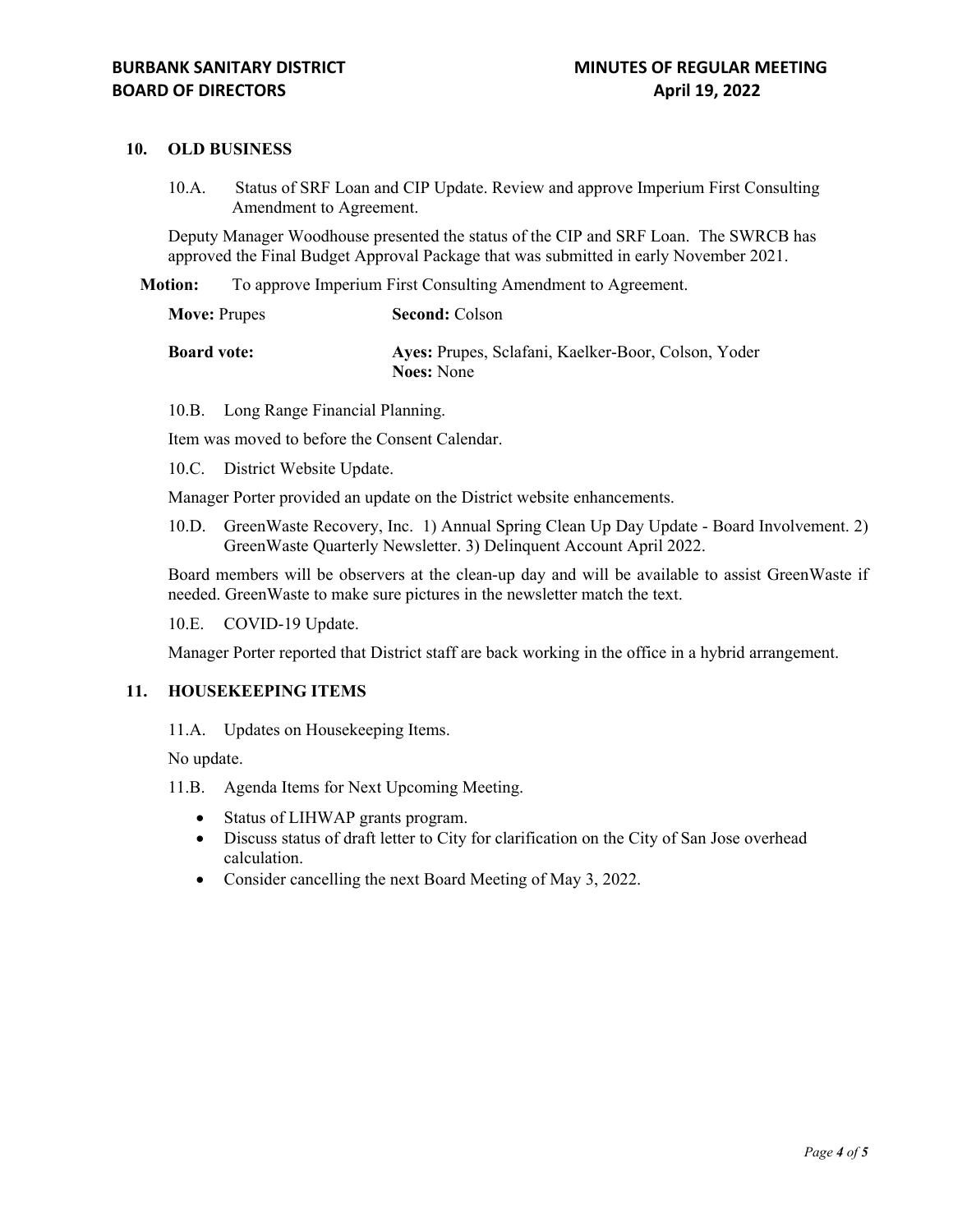## 10. OLD BUSINESS

10.A. Status of SRF Loan and CIP Update. Review and approve Imperium First Consulting Amendment to Agreement.

Deputy Manager Woodhouse presented the status of the CIP and SRF Loan. The SWRCB has approved the Final Budget Approval Package that was submitted in early November 2021.

**Motion:** To approve Imperium First Consulting Amendment to Agreement.

**Move:** Prupes **Second:** Colson

**Board vote:** **Ayes:** Prupes, Sclafani, Kaelker-Boor, Colson, Yoder
**Noes:** None

10.B. Long Range Financial Planning.

Item was moved to before the Consent Calendar.

10.C. District Website Update.

Manager Porter provided an update on the District website enhancements.

10.D. GreenWaste Recovery, Inc. 1) Annual Spring Clean Up Day Update - Board Involvement. 2) GreenWaste Quarterly Newsletter. 3) Delinquent Account April 2022.

Board members will be observers at the clean-up day and will be available to assist GreenWaste if needed. GreenWaste to make sure pictures in the newsletter match the text.

10.E. COVID-19 Update.

Manager Porter reported that District staff are back working in the office in a hybrid arrangement.

## 11. HOUSEKEEPING ITEMS

11.A. Updates on Housekeeping Items.

No update.

11.B. Agenda Items for Next Upcoming Meeting.

- Status of LIHWAP grants program.
- Discuss status of draft letter to City for clarification on the City of San Jose overhead calculation.
- Consider cancelling the next Board Meeting of May 3, 2022.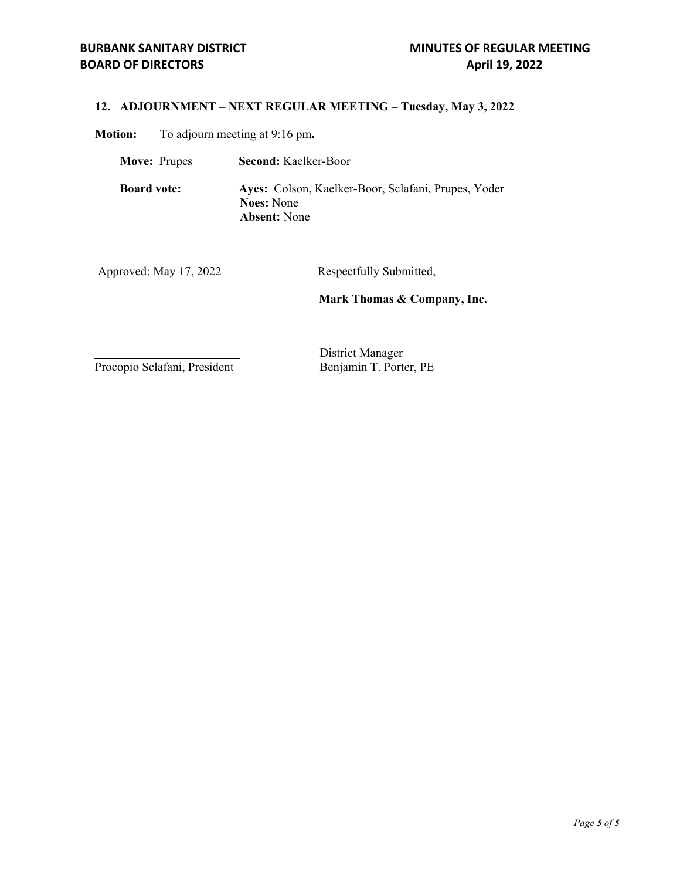### 12. ADJOURNMENT – NEXT REGULAR MEETING – Tuesday, May 3, 2022

**Motion:** To adjourn meeting at 9:16 pm**.**

**Move:** Prupes **Second:** Kaelker-Boor

**Board vote:** **Ayes:** Colson, Kaelker-Boor, Sclafani, Prupes, Yoder
**Noes:** None
**Absent:** None

Approved: May 17, 2022

Respectfully Submitted,

**Mark Thomas & Company, Inc.**

\_\_\_\_\_\_\_\_\_\_\_\_\_\_\_\_\_\_\_\_\_\_\_\_\_
Procopio Sclafani, President

District Manager
Benjamin T. Porter, PE